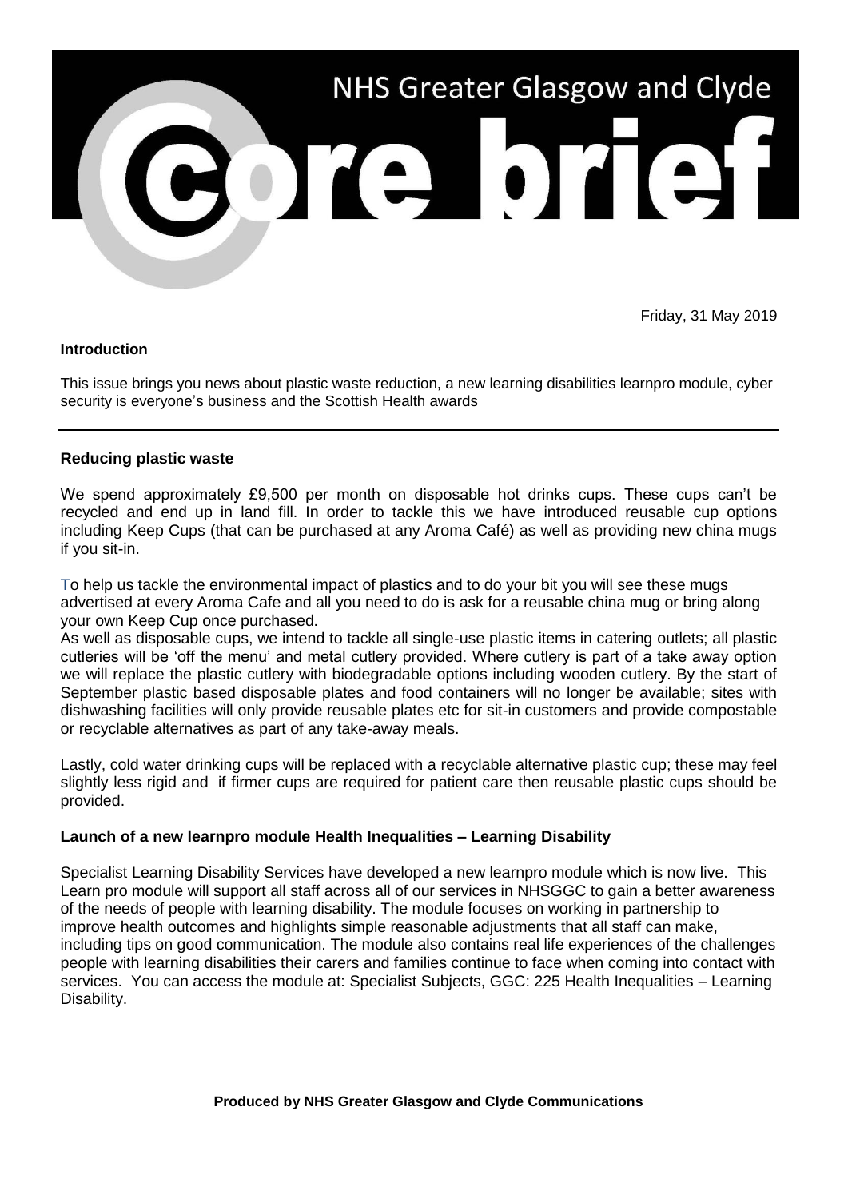# NHS Greater Glasgow and Clyde core brief

Friday, 31 May 2019

**Introduction**

This issue brings you news about plastic waste reduction, a new learning disabilities learnpro module, cyber security is everyone's business and the Scottish Health awards

## Reducing plastic waste

We spend approximately £9,500 per month on disposable hot drinks cups. These cups can't be recycled and end up in land fill. In order to tackle this we have introduced reusable cup options including Keep Cups (that can be purchased at any Aroma Café) as well as providing new china mugs if you sit-in.

To help us tackle the environmental impact of plastics and to do your bit you will see these mugs advertised at every Aroma Cafe and all you need to do is ask for a reusable china mug or bring along your own Keep Cup once purchased.

As well as disposable cups, we intend to tackle all single-use plastic items in catering outlets; all plastic cutleries will be 'off the menu' and metal cutlery provided. Where cutlery is part of a take away option we will replace the plastic cutlery with biodegradable options including wooden cutlery. By the start of September plastic based disposable plates and food containers will no longer be available; sites with dishwashing facilities will only provide reusable plates etc for sit-in customers and provide compostable or recyclable alternatives as part of any take-away meals.

Lastly, cold water drinking cups will be replaced with a recyclable alternative plastic cup; these may feel slightly less rigid and if firmer cups are required for patient care then reusable plastic cups should be provided.

## Launch of a new learnpro module Health Inequalities – Learning Disability

Specialist Learning Disability Services have developed a new learnpro module which is now live. This Learn pro module will support all staff across all of our services in NHSGGC to gain a better awareness of the needs of people with learning disability. The module focuses on working in partnership to improve health outcomes and highlights simple reasonable adjustments that all staff can make, including tips on good communication. The module also contains real life experiences of the challenges people with learning disabilities their carers and families continue to face when coming into contact with services. You can access the module at: Specialist Subjects, GGC: 225 Health Inequalities – Learning Disability.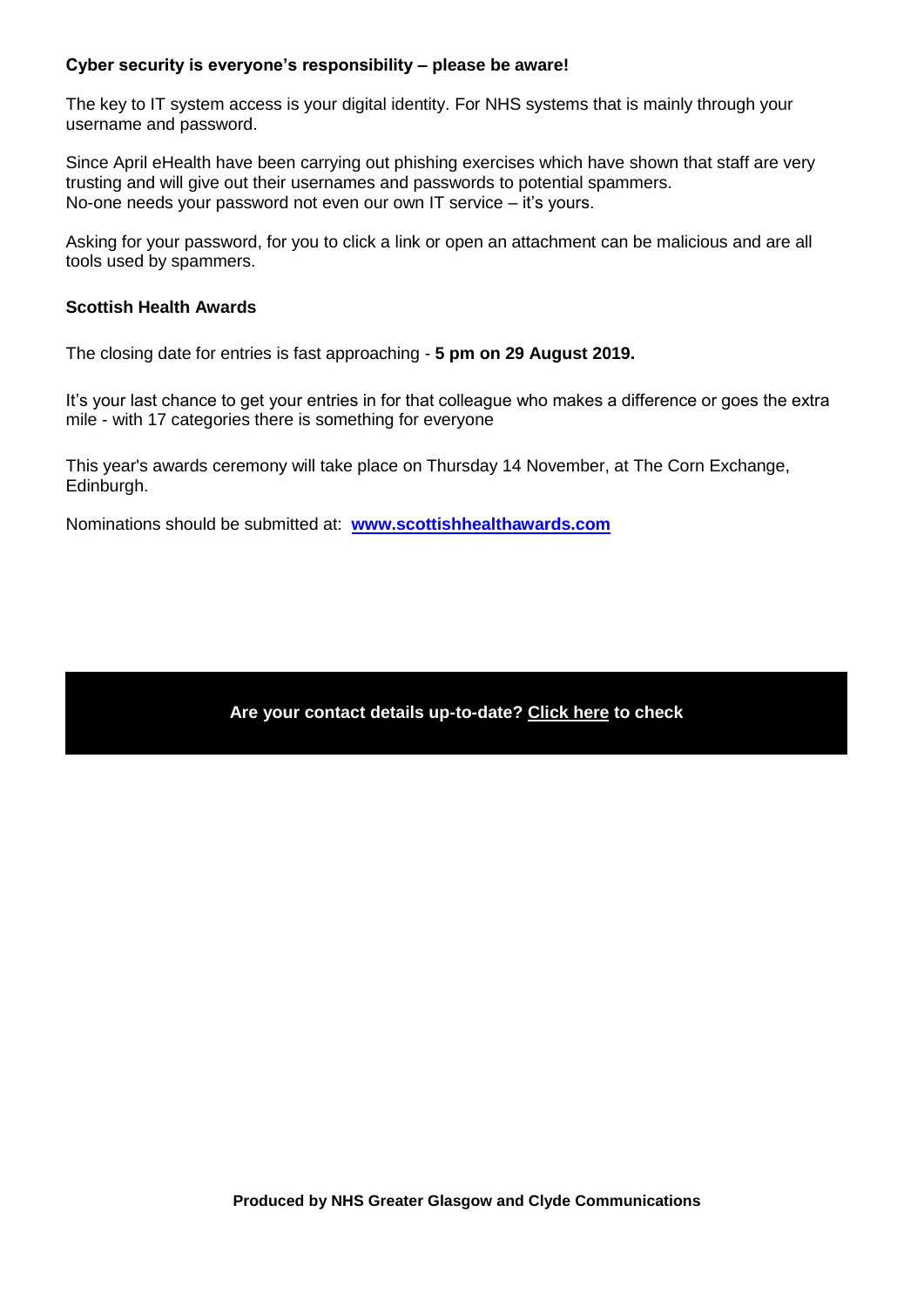**Cyber security is everyone's responsibility – please be aware!**

The key to IT system access is your digital identity. For NHS systems that is mainly through your username and password.

Since April eHealth have been carrying out phishing exercises which have shown that staff are very trusting and will give out their usernames and passwords to potential spammers.
No-one needs your password not even our own IT service – it's yours.

Asking for your password, for you to click a link or open an attachment can be malicious and are all tools used by spammers.

**Scottish Health Awards**

The closing date for entries is fast approaching - **5 pm on 29 August 2019.**

It's your last chance to get your entries in for that colleague who makes a difference or goes the extra mile - with 17 categories there is something for everyone

This year's awards ceremony will take place on Thursday 14 November, at The Corn Exchange, Edinburgh.

Nominations should be submitted at: **www.scottishhealthawards.com**

**Are your contact details up-to-date? Click here to check**

**Produced by NHS Greater Glasgow and Clyde Communications**